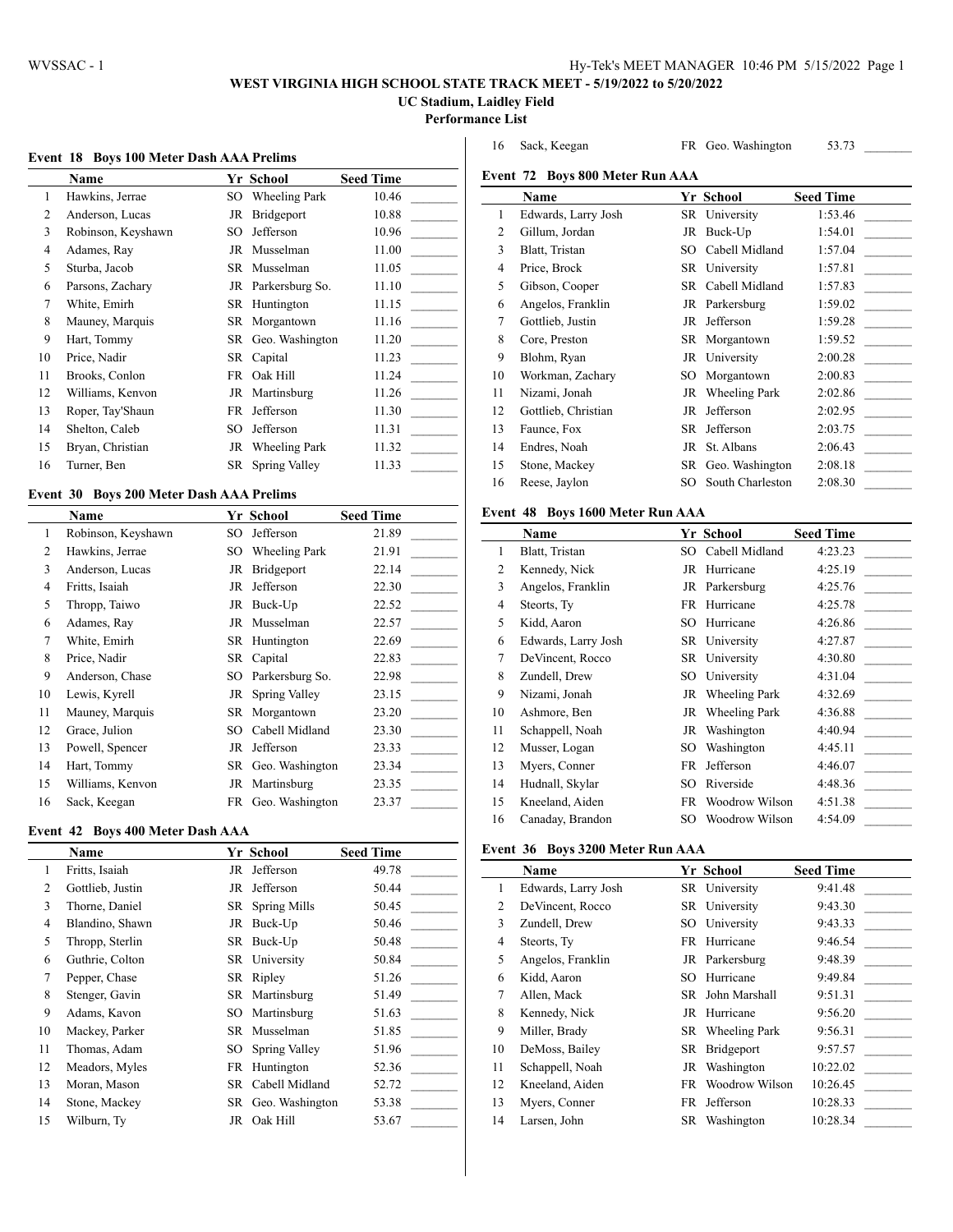# WEST VIRGINIA HIGH SCHOOL STATE TRACK MEET - 5/19/2022 to 5/20/2022

**UC Stadium, Laidley Field**

**Performance List**

### Event 18 Boys 100 Meter Dash AAA Prelims

| | Name | Yr | School | Seed Time | |
|---|---|---|---|---|---|
| 1 | Hawkins, Jerrae | SO | Wheeling Park | 10.46 | _______ |
| 2 | Anderson, Lucas | JR | Bridgeport | 10.88 | _______ |
| 3 | Robinson, Keyshawn | SO | Jefferson | 10.96 | _______ |
| 4 | Adames, Ray | JR | Musselman | 11.00 | _______ |
| 5 | Sturba, Jacob | SR | Musselman | 11.05 | _______ |
| 6 | Parsons, Zachary | JR | Parkersburg So. | 11.10 | _______ |
| 7 | White, Emirh | SR | Huntington | 11.15 | _______ |
| 8 | Mauney, Marquis | SR | Morgantown | 11.16 | _______ |
| 9 | Hart, Tommy | SR | Geo. Washington | 11.20 | _______ |
| 10 | Price, Nadir | SR | Capital | 11.23 | _______ |
| 11 | Brooks, Conlon | FR | Oak Hill | 11.24 | _______ |
| 12 | Williams, Kenvon | JR | Martinsburg | 11.26 | _______ |
| 13 | Roper, Tay'Shaun | FR | Jefferson | 11.30 | _______ |
| 14 | Shelton, Caleb | SO | Jefferson | 11.31 | _______ |
| 15 | Bryan, Christian | JR | Wheeling Park | 11.32 | _______ |
| 16 | Turner, Ben | SR | Spring Valley | 11.33 | _______ |

### Event 30 Boys 200 Meter Dash AAA Prelims

| | Name | Yr | School | Seed Time | |
|---|---|---|---|---|---|
| 1 | Robinson, Keyshawn | SO | Jefferson | 21.89 | _______ |
| 2 | Hawkins, Jerrae | SO | Wheeling Park | 21.91 | _______ |
| 3 | Anderson, Lucas | JR | Bridgeport | 22.14 | _______ |
| 4 | Fritts, Isaiah | JR | Jefferson | 22.30 | _______ |
| 5 | Thropp, Taiwo | JR | Buck-Up | 22.52 | _______ |
| 6 | Adames, Ray | JR | Musselman | 22.57 | _______ |
| 7 | White, Emirh | SR | Huntington | 22.69 | _______ |
| 8 | Price, Nadir | SR | Capital | 22.83 | _______ |
| 9 | Anderson, Chase | SO | Parkersburg So. | 22.98 | _______ |
| 10 | Lewis, Kyrell | JR | Spring Valley | 23.15 | _______ |
| 11 | Mauney, Marquis | SR | Morgantown | 23.20 | _______ |
| 12 | Grace, Julion | SO | Cabell Midland | 23.30 | _______ |
| 13 | Powell, Spencer | JR | Jefferson | 23.33 | _______ |
| 14 | Hart, Tommy | SR | Geo. Washington | 23.34 | _______ |
| 15 | Williams, Kenvon | JR | Martinsburg | 23.35 | _______ |
| 16 | Sack, Keegan | FR | Geo. Washington | 23.37 | _______ |

### Event 42 Boys 400 Meter Dash AAA

| | Name | Yr | School | Seed Time | |
|---|---|---|---|---|---|
| 1 | Fritts, Isaiah | JR | Jefferson | 49.78 | _______ |
| 2 | Gottlieb, Justin | JR | Jefferson | 50.44 | _______ |
| 3 | Thorne, Daniel | SR | Spring Mills | 50.45 | _______ |
| 4 | Blandino, Shawn | JR | Buck-Up | 50.46 | _______ |
| 5 | Thropp, Sterlin | SR | Buck-Up | 50.48 | _______ |
| 6 | Guthrie, Colton | SR | University | 50.84 | _______ |
| 7 | Pepper, Chase | SR | Ripley | 51.26 | _______ |
| 8 | Stenger, Gavin | SR | Martinsburg | 51.49 | _______ |
| 9 | Adams, Kavon | SO | Martinsburg | 51.63 | _______ |
| 10 | Mackey, Parker | SR | Musselman | 51.85 | _______ |
| 11 | Thomas, Adam | SO | Spring Valley | 51.96 | _______ |
| 12 | Meadors, Myles | FR | Huntington | 52.36 | _______ |
| 13 | Moran, Mason | SR | Cabell Midland | 52.72 | _______ |
| 14 | Stone, Mackey | SR | Geo. Washington | 53.38 | _______ |
| 15 | Wilburn, Ty | JR | Oak Hill | 53.67 | _______ |
| 16 | Sack, Keegan | FR | Geo. Washington | 53.73 | _______ |

### Event 72 Boys 800 Meter Run AAA

| | Name | Yr | School | Seed Time | |
|---|---|---|---|---|---|
| 1 | Edwards, Larry Josh | SR | University | 1:53.46 | _______ |
| 2 | Gillum, Jordan | JR | Buck-Up | 1:54.01 | _______ |
| 3 | Blatt, Tristan | SO | Cabell Midland | 1:57.04 | _______ |
| 4 | Price, Brock | SR | University | 1:57.81 | _______ |
| 5 | Gibson, Cooper | SR | Cabell Midland | 1:57.83 | _______ |
| 6 | Angelos, Franklin | JR | Parkersburg | 1:59.02 | _______ |
| 7 | Gottlieb, Justin | JR | Jefferson | 1:59.28 | _______ |
| 8 | Core, Preston | SR | Morgantown | 1:59.52 | _______ |
| 9 | Blohm, Ryan | JR | University | 2:00.28 | _______ |
| 10 | Workman, Zachary | SO | Morgantown | 2:00.83 | _______ |
| 11 | Nizami, Jonah | JR | Wheeling Park | 2:02.86 | _______ |
| 12 | Gottlieb, Christian | JR | Jefferson | 2:02.95 | _______ |
| 13 | Faunce, Fox | SR | Jefferson | 2:03.75 | _______ |
| 14 | Endres, Noah | JR | St. Albans | 2:06.43 | _______ |
| 15 | Stone, Mackey | SR | Geo. Washington | 2:08.18 | _______ |
| 16 | Reese, Jaylon | SO | South Charleston | 2:08.30 | _______ |

### Event 48 Boys 1600 Meter Run AAA

| | Name | Yr | School | Seed Time | |
|---|---|---|---|---|---|
| 1 | Blatt, Tristan | SO | Cabell Midland | 4:23.23 | _______ |
| 2 | Kennedy, Nick | JR | Hurricane | 4:25.19 | _______ |
| 3 | Angelos, Franklin | JR | Parkersburg | 4:25.76 | _______ |
| 4 | Steorts, Ty | FR | Hurricane | 4:25.78 | _______ |
| 5 | Kidd, Aaron | SO | Hurricane | 4:26.86 | _______ |
| 6 | Edwards, Larry Josh | SR | University | 4:27.87 | _______ |
| 7 | DeVincent, Rocco | SR | University | 4:30.80 | _______ |
| 8 | Zundell, Drew | SO | University | 4:31.04 | _______ |
| 9 | Nizami, Jonah | JR | Wheeling Park | 4:32.69 | _______ |
| 10 | Ashmore, Ben | JR | Wheeling Park | 4:36.88 | _______ |
| 11 | Schappell, Noah | JR | Washington | 4:40.94 | _______ |
| 12 | Musser, Logan | SO | Washington | 4:45.11 | _______ |
| 13 | Myers, Conner | FR | Jefferson | 4:46.07 | _______ |
| 14 | Hudnall, Skylar | SO | Riverside | 4:48.36 | _______ |
| 15 | Kneeland, Aiden | FR | Woodrow Wilson | 4:51.38 | _______ |
| 16 | Canaday, Brandon | SO | Woodrow Wilson | 4:54.09 | _______ |

### Event 36 Boys 3200 Meter Run AAA

| | Name | Yr | School | Seed Time | |
|---|---|---|---|---|---|
| 1 | Edwards, Larry Josh | SR | University | 9:41.48 | _______ |
| 2 | DeVincent, Rocco | SR | University | 9:43.30 | _______ |
| 3 | Zundell, Drew | SO | University | 9:43.33 | _______ |
| 4 | Steorts, Ty | FR | Hurricane | 9:46.54 | _______ |
| 5 | Angelos, Franklin | JR | Parkersburg | 9:48.39 | _______ |
| 6 | Kidd, Aaron | SO | Hurricane | 9:49.84 | _______ |
| 7 | Allen, Mack | SR | John Marshall | 9:51.31 | _______ |
| 8 | Kennedy, Nick | JR | Hurricane | 9:56.20 | _______ |
| 9 | Miller, Brady | SR | Wheeling Park | 9:56.31 | _______ |
| 10 | DeMoss, Bailey | SR | Bridgeport | 9:57.57 | _______ |
| 11 | Schappell, Noah | JR | Washington | 10:22.02 | _______ |
| 12 | Kneeland, Aiden | FR | Woodrow Wilson | 10:26.45 | _______ |
| 13 | Myers, Conner | FR | Jefferson | 10:28.33 | _______ |
| 14 | Larsen, John | SR | Washington | 10:28.34 | _______ |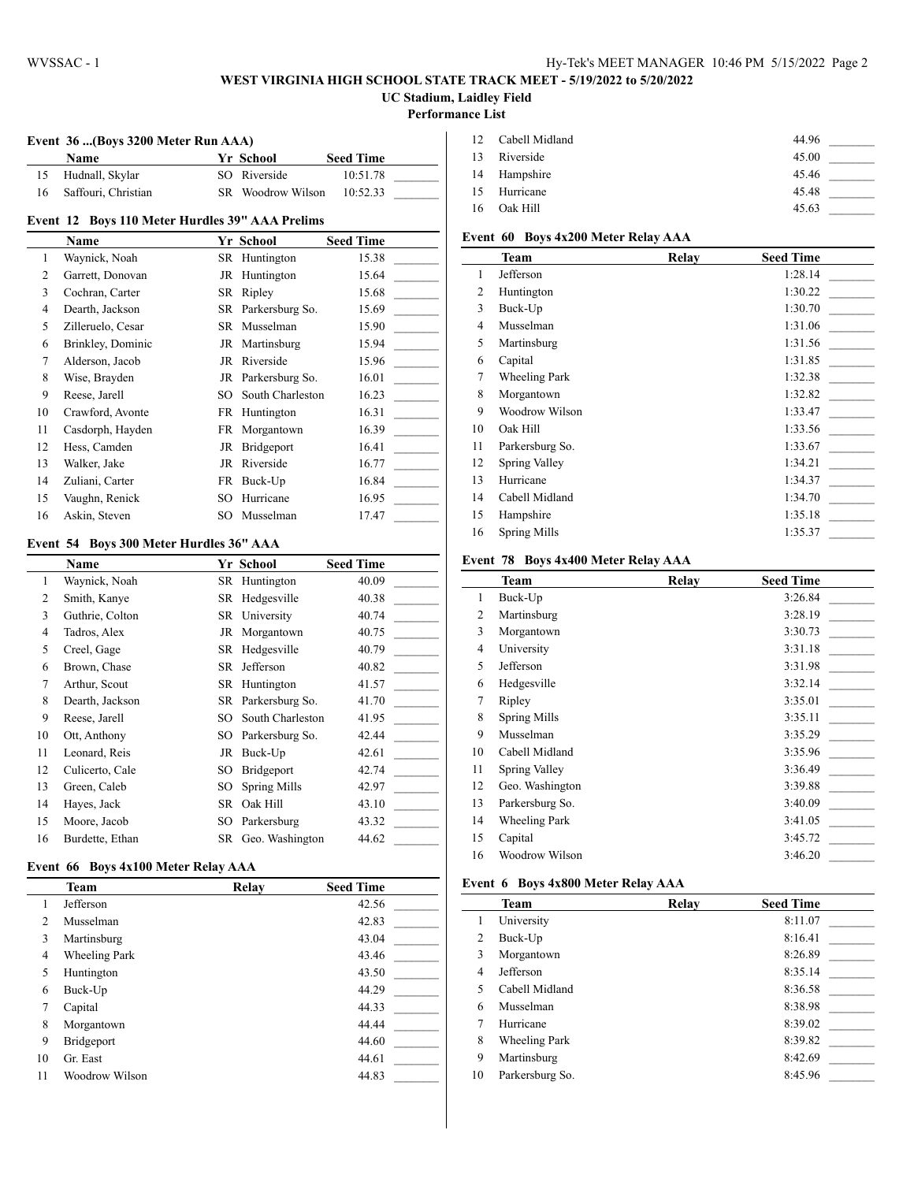# WEST VIRGINIA HIGH SCHOOL STATE TRACK MEET - 5/19/2022 to 5/20/2022

**UC Stadium, Laidley Field**

**Performance List**

### Event 36 ...(Boys 3200 Meter Run AAA)

| | Name | Yr | School | Seed Time | |
|---|---|---|---|---|---|
| 15 | Hudnall, Skylar | SO | Riverside | 10:51.78 | _______ |
| 16 | Saffouri, Christian | SR | Woodrow Wilson | 10:52.33 | _______ |

### Event 12 Boys 110 Meter Hurdles 39" AAA Prelims

| | Name | Yr | School | Seed Time | |
|---|---|---|---|---|---|
| 1 | Waynick, Noah | SR | Huntington | 15.38 | _______ |
| 2 | Garrett, Donovan | JR | Huntington | 15.64 | _______ |
| 3 | Cochran, Carter | SR | Ripley | 15.68 | _______ |
| 4 | Dearth, Jackson | SR | Parkersburg So. | 15.69 | _______ |
| 5 | Zilleruelo, Cesar | SR | Musselman | 15.90 | _______ |
| 6 | Brinkley, Dominic | JR | Martinsburg | 15.94 | _______ |
| 7 | Alderson, Jacob | JR | Riverside | 15.96 | _______ |
| 8 | Wise, Brayden | JR | Parkersburg So. | 16.01 | _______ |
| 9 | Reese, Jarell | SO | South Charleston | 16.23 | _______ |
| 10 | Crawford, Avonte | FR | Huntington | 16.31 | _______ |
| 11 | Casdorph, Hayden | FR | Morgantown | 16.39 | _______ |
| 12 | Hess, Camden | JR | Bridgeport | 16.41 | _______ |
| 13 | Walker, Jake | JR | Riverside | 16.77 | _______ |
| 14 | Zuliani, Carter | FR | Buck-Up | 16.84 | _______ |
| 15 | Vaughn, Renick | SO | Hurricane | 16.95 | _______ |
| 16 | Askin, Steven | SO | Musselman | 17.47 | _______ |

### Event 54 Boys 300 Meter Hurdles 36" AAA

| | Name | Yr | School | Seed Time | |
|---|---|---|---|---|---|
| 1 | Waynick, Noah | SR | Huntington | 40.09 | _______ |
| 2 | Smith, Kanye | SR | Hedgesville | 40.38 | _______ |
| 3 | Guthrie, Colton | SR | University | 40.74 | _______ |
| 4 | Tadros, Alex | JR | Morgantown | 40.75 | _______ |
| 5 | Creel, Gage | SR | Hedgesville | 40.79 | _______ |
| 6 | Brown, Chase | SR | Jefferson | 40.82 | _______ |
| 7 | Arthur, Scout | SR | Huntington | 41.57 | _______ |
| 8 | Dearth, Jackson | SR | Parkersburg So. | 41.70 | _______ |
| 9 | Reese, Jarell | SO | South Charleston | 41.95 | _______ |
| 10 | Ott, Anthony | SO | Parkersburg So. | 42.44 | _______ |
| 11 | Leonard, Reis | JR | Buck-Up | 42.61 | _______ |
| 12 | Culicerto, Cale | SO | Bridgeport | 42.74 | _______ |
| 13 | Green, Caleb | SO | Spring Mills | 42.97 | _______ |
| 14 | Hayes, Jack | SR | Oak Hill | 43.10 | _______ |
| 15 | Moore, Jacob | SO | Parkersburg | 43.32 | _______ |
| 16 | Burdette, Ethan | SR | Geo. Washington | 44.62 | _______ |

### Event 66 Boys 4x100 Meter Relay AAA

| | Team | Relay | Seed Time | |
|---|---|---|---|---|
| 1 | Jefferson | | 42.56 | _______ |
| 2 | Musselman | | 42.83 | _______ |
| 3 | Martinsburg | | 43.04 | _______ |
| 4 | Wheeling Park | | 43.46 | _______ |
| 5 | Huntington | | 43.50 | _______ |
| 6 | Buck-Up | | 44.29 | _______ |
| 7 | Capital | | 44.33 | _______ |
| 8 | Morgantown | | 44.44 | _______ |
| 9 | Bridgeport | | 44.60 | _______ |
| 10 | Gr. East | | 44.61 | _______ |
| 11 | Woodrow Wilson | | 44.83 | _______ |
| 12 | Cabell Midland | | 44.96 | _______ |
| 13 | Riverside | | 45.00 | _______ |
| 14 | Hampshire | | 45.46 | _______ |
| 15 | Hurricane | | 45.48 | _______ |
| 16 | Oak Hill | | 45.63 | _______ |

### Event 60 Boys 4x200 Meter Relay AAA

| | Team | Relay | Seed Time | |
|---|---|---|---|---|
| 1 | Jefferson | | 1:28.14 | _______ |
| 2 | Huntington | | 1:30.22 | _______ |
| 3 | Buck-Up | | 1:30.70 | _______ |
| 4 | Musselman | | 1:31.06 | _______ |
| 5 | Martinsburg | | 1:31.56 | _______ |
| 6 | Capital | | 1:31.85 | _______ |
| 7 | Wheeling Park | | 1:32.38 | _______ |
| 8 | Morgantown | | 1:32.82 | _______ |
| 9 | Woodrow Wilson | | 1:33.47 | _______ |
| 10 | Oak Hill | | 1:33.56 | _______ |
| 11 | Parkersburg So. | | 1:33.67 | _______ |
| 12 | Spring Valley | | 1:34.21 | _______ |
| 13 | Hurricane | | 1:34.37 | _______ |
| 14 | Cabell Midland | | 1:34.70 | _______ |
| 15 | Hampshire | | 1:35.18 | _______ |
| 16 | Spring Mills | | 1:35.37 | _______ |

### Event 78 Boys 4x400 Meter Relay AAA

| | Team | Relay | Seed Time | |
|---|---|---|---|---|
| 1 | Buck-Up | | 3:26.84 | _______ |
| 2 | Martinsburg | | 3:28.19 | _______ |
| 3 | Morgantown | | 3:30.73 | _______ |
| 4 | University | | 3:31.18 | _______ |
| 5 | Jefferson | | 3:31.98 | _______ |
| 6 | Hedgesville | | 3:32.14 | _______ |
| 7 | Ripley | | 3:35.01 | _______ |
| 8 | Spring Mills | | 3:35.11 | _______ |
| 9 | Musselman | | 3:35.29 | _______ |
| 10 | Cabell Midland | | 3:35.96 | _______ |
| 11 | Spring Valley | | 3:36.49 | _______ |
| 12 | Geo. Washington | | 3:39.88 | _______ |
| 13 | Parkersburg So. | | 3:40.09 | _______ |
| 14 | Wheeling Park | | 3:41.05 | _______ |
| 15 | Capital | | 3:45.72 | _______ |
| 16 | Woodrow Wilson | | 3:46.20 | _______ |

### Event 6 Boys 4x800 Meter Relay AAA

| | Team | Relay | Seed Time | |
|---|---|---|---|---|
| 1 | University | | 8:11.07 | _______ |
| 2 | Buck-Up | | 8:16.41 | _______ |
| 3 | Morgantown | | 8:26.89 | _______ |
| 4 | Jefferson | | 8:35.14 | _______ |
| 5 | Cabell Midland | | 8:36.58 | _______ |
| 6 | Musselman | | 8:38.98 | _______ |
| 7 | Hurricane | | 8:39.02 | _______ |
| 8 | Wheeling Park | | 8:39.82 | _______ |
| 9 | Martinsburg | | 8:42.69 | _______ |
| 10 | Parkersburg So. | | 8:45.96 | _______ |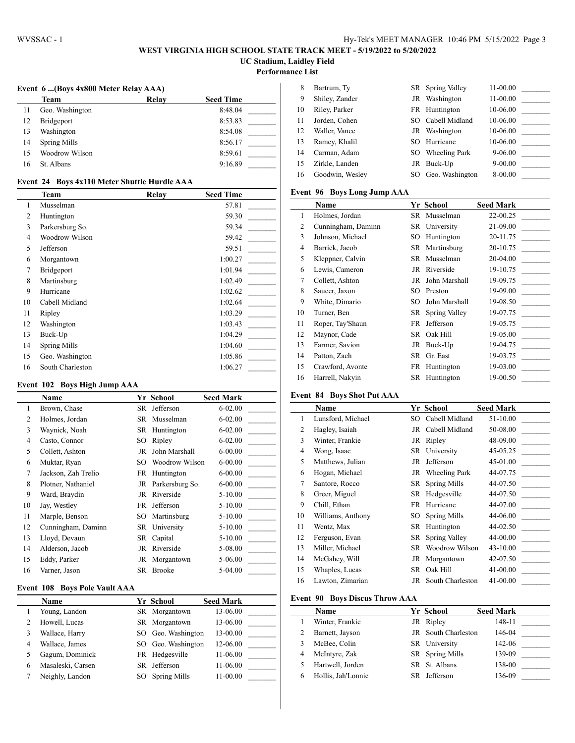# WEST VIRGINIA HIGH SCHOOL STATE TRACK MEET - 5/19/2022 to 5/20/2022

**UC Stadium, Laidley Field**

**Performance List**

### Event 6 ...(Boys 4x800 Meter Relay AAA)

| | Team | Relay | Seed Time | |
|---|---|---|---|---|
| 11 | Geo. Washington | | 8:48.04 | _______ |
| 12 | Bridgeport | | 8:53.83 | _______ |
| 13 | Washington | | 8:54.08 | _______ |
| 14 | Spring Mills | | 8:56.17 | _______ |
| 15 | Woodrow Wilson | | 8:59.61 | _______ |
| 16 | St. Albans | | 9:16.89 | _______ |

### Event 24 Boys 4x110 Meter Shuttle Hurdle AAA

| | Team | Relay | Seed Time | |
|---|---|---|---|---|
| 1 | Musselman | | 57.81 | _______ |
| 2 | Huntington | | 59.30 | _______ |
| 3 | Parkersburg So. | | 59.34 | _______ |
| 4 | Woodrow Wilson | | 59.42 | _______ |
| 5 | Jefferson | | 59.51 | _______ |
| 6 | Morgantown | | 1:00.27 | _______ |
| 7 | Bridgeport | | 1:01.94 | _______ |
| 8 | Martinsburg | | 1:02.49 | _______ |
| 9 | Hurricane | | 1:02.62 | _______ |
| 10 | Cabell Midland | | 1:02.64 | _______ |
| 11 | Ripley | | 1:03.29 | _______ |
| 12 | Washington | | 1:03.43 | _______ |
| 13 | Buck-Up | | 1:04.29 | _______ |
| 14 | Spring Mills | | 1:04.60 | _______ |
| 15 | Geo. Washington | | 1:05.86 | _______ |
| 16 | South Charleston | | 1:06.27 | _______ |

### Event 102 Boys High Jump AAA

| | Name | Yr | School | Seed Mark | |
|---|---|---|---|---|---|
| 1 | Brown, Chase | SR | Jefferson | 6-02.00 | _______ |
| 2 | Holmes, Jordan | SR | Musselman | 6-02.00 | _______ |
| 3 | Waynick, Noah | SR | Huntington | 6-02.00 | _______ |
| 4 | Casto, Connor | SO | Ripley | 6-02.00 | _______ |
| 5 | Collett, Ashton | JR | John Marshall | 6-00.00 | _______ |
| 6 | Muktar, Ryan | SO | Woodrow Wilson | 6-00.00 | _______ |
| 7 | Jackson, Zah Trelio | FR | Huntington | 6-00.00 | _______ |
| 8 | Plotner, Nathaniel | JR | Parkersburg So. | 6-00.00 | _______ |
| 9 | Ward, Braydin | JR | Riverside | 5-10.00 | _______ |
| 10 | Jay, Westley | FR | Jefferson | 5-10.00 | _______ |
| 11 | Marple, Benson | SO | Martinsburg | 5-10.00 | _______ |
| 12 | Cunningham, Daminn | SR | University | 5-10.00 | _______ |
| 13 | Lloyd, Devaun | SR | Capital | 5-10.00 | _______ |
| 14 | Alderson, Jacob | JR | Riverside | 5-08.00 | _______ |
| 15 | Eddy, Parker | JR | Morgantown | 5-06.00 | _______ |
| 16 | Varner, Jason | SR | Brooke | 5-04.00 | _______ |

### Event 108 Boys Pole Vault AAA

| | Name | Yr | School | Seed Mark | |
|---|---|---|---|---|---|
| 1 | Young, Landon | SR | Morgantown | 13-06.00 | _______ |
| 2 | Howell, Lucas | SR | Morgantown | 13-06.00 | _______ |
| 3 | Wallace, Harry | SO | Geo. Washington | 13-00.00 | _______ |
| 4 | Wallace, James | SO | Geo. Washington | 12-06.00 | _______ |
| 5 | Gagum, Dominick | FR | Hedgesville | 11-06.00 | _______ |
| 6 | Masaleski, Carsen | SR | Jefferson | 11-06.00 | _______ |
| 7 | Neighly, Landon | SO | Spring Mills | 11-00.00 | _______ |
| 8 | Bartrum, Ty | SR | Spring Valley | 11-00.00 | _______ |
| 9 | Shiley, Zander | JR | Washington | 11-00.00 | _______ |
| 10 | Riley, Parker | FR | Huntington | 10-06.00 | _______ |
| 11 | Jorden, Cohen | SO | Cabell Midland | 10-06.00 | _______ |
| 12 | Waller, Vance | JR | Washington | 10-06.00 | _______ |
| 13 | Ramey, Khalil | SO | Hurricane | 10-06.00 | _______ |
| 14 | Carman, Adam | SO | Wheeling Park | 9-06.00 | _______ |
| 15 | Zirkle, Landen | JR | Buck-Up | 9-00.00 | _______ |
| 16 | Goodwin, Wesley | SO | Geo. Washington | 8-00.00 | _______ |

### Event 96 Boys Long Jump AAA

| | Name | Yr | School | Seed Mark | |
|---|---|---|---|---|---|
| 1 | Holmes, Jordan | SR | Musselman | 22-00.25 | _______ |
| 2 | Cunningham, Daminn | SR | University | 21-09.00 | _______ |
| 3 | Johnson, Michael | SO | Huntington | 20-11.75 | _______ |
| 4 | Barrick, Jacob | SR | Martinsburg | 20-10.75 | _______ |
| 5 | Kleppner, Calvin | SR | Musselman | 20-04.00 | _______ |
| 6 | Lewis, Cameron | JR | Riverside | 19-10.75 | _______ |
| 7 | Collett, Ashton | JR | John Marshall | 19-09.75 | _______ |
| 8 | Saucer, Jaxon | SO | Preston | 19-09.00 | _______ |
| 9 | White, Dimario | SO | John Marshall | 19-08.50 | _______ |
| 10 | Turner, Ben | SR | Spring Valley | 19-07.75 | _______ |
| 11 | Roper, Tay'Shaun | FR | Jefferson | 19-05.75 | _______ |
| 12 | Maynor, Cade | SR | Oak Hill | 19-05.00 | _______ |
| 13 | Farmer, Savion | JR | Buck-Up | 19-04.75 | _______ |
| 14 | Patton, Zach | SR | Gr. East | 19-03.75 | _______ |
| 15 | Crawford, Avonte | FR | Huntington | 19-03.00 | _______ |
| 16 | Harrell, Nakyin | SR | Huntington | 19-00.50 | _______ |

### Event 84 Boys Shot Put AAA

| | Name | Yr | School | Seed Mark | |
|---|---|---|---|---|---|
| 1 | Lunsford, Michael | SO | Cabell Midland | 51-10.00 | _______ |
| 2 | Hagley, Isaiah | JR | Cabell Midland | 50-08.00 | _______ |
| 3 | Winter, Frankie | JR | Ripley | 48-09.00 | _______ |
| 4 | Wong, Isaac | SR | University | 45-05.25 | _______ |
| 5 | Matthews, Julian | JR | Jefferson | 45-01.00 | _______ |
| 6 | Hogan, Michael | JR | Wheeling Park | 44-07.75 | _______ |
| 7 | Santore, Rocco | SR | Spring Mills | 44-07.50 | _______ |
| 8 | Greer, Miguel | SR | Hedgesville | 44-07.50 | _______ |
| 9 | Chill, Ethan | FR | Hurricane | 44-07.00 | _______ |
| 10 | Williams, Anthony | SO | Spring Mills | 44-06.00 | _______ |
| 11 | Wentz, Max | SR | Huntington | 44-02.50 | _______ |
| 12 | Ferguson, Evan | SR | Spring Valley | 44-00.00 | _______ |
| 13 | Miller, Michael | SR | Woodrow Wilson | 43-10.00 | _______ |
| 14 | McGahey, Will | JR | Morgantown | 42-07.50 | _______ |
| 15 | Whaples, Lucas | SR | Oak Hill | 41-00.00 | _______ |
| 16 | Lawton, Zimarian | JR | South Charleston | 41-00.00 | _______ |

### Event 90 Boys Discus Throw AAA

| | Name | Yr | School | Seed Mark | |
|---|---|---|---|---|---|
| 1 | Winter, Frankie | JR | Ripley | 148-11 | _______ |
| 2 | Barnett, Jayson | JR | South Charleston | 146-04 | _______ |
| 3 | McBee, Colin | SR | University | 142-06 | _______ |
| 4 | McIntyre, Zak | SR | Spring Mills | 139-09 | _______ |
| 5 | Hartwell, Jorden | SR | St. Albans | 138-00 | _______ |
| 6 | Hollis, Jah'Lonnie | SR | Jefferson | 136-09 | _______ |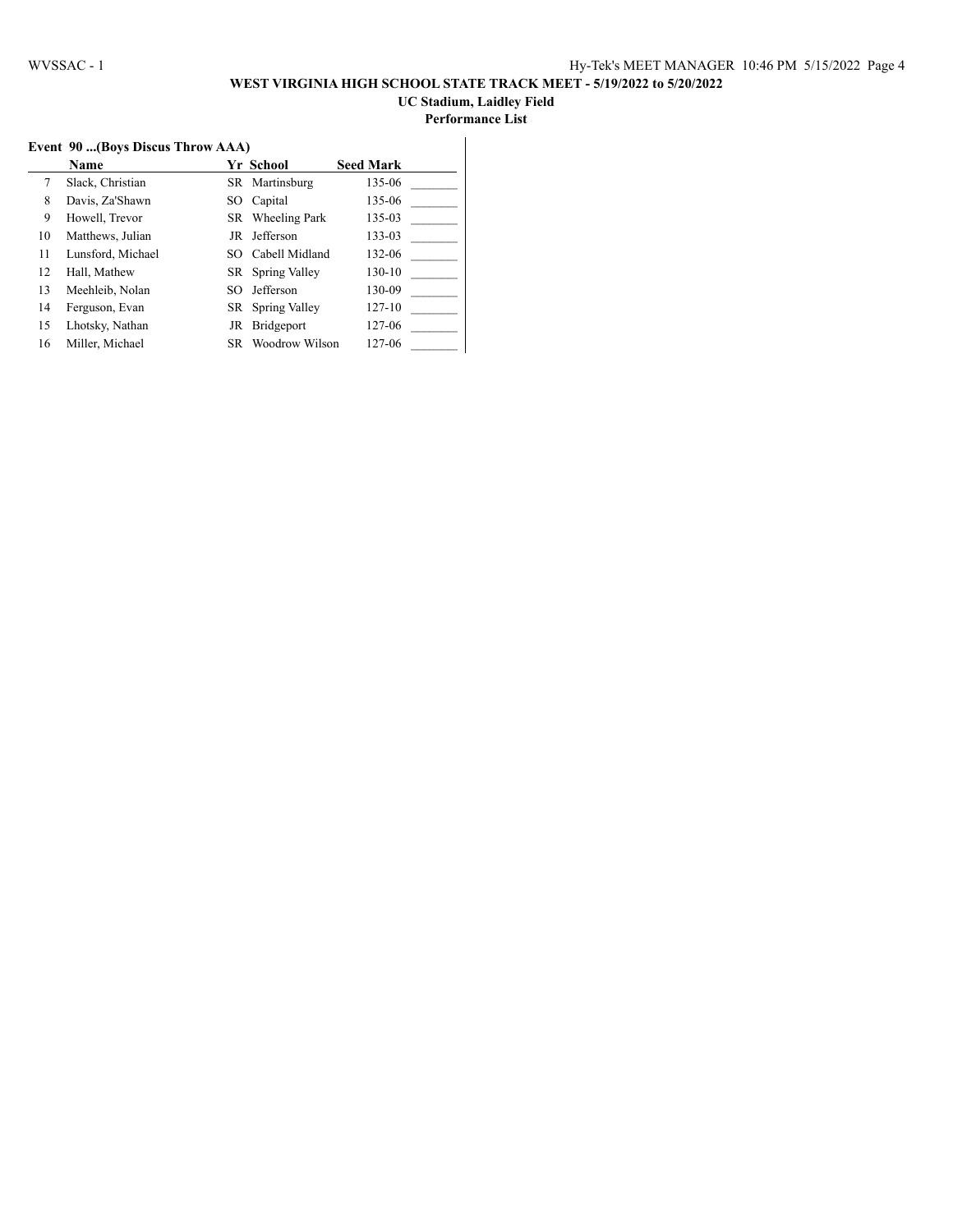**Event 90 ...(Boys Discus Throw AAA)**

| | Name | Yr | School | Seed Mark | |
|---|---|---|---|---|---|
| 7 | Slack, Christian | SR | Martinsburg | 135-06 | _______ |
| 8 | Davis, Za'Shawn | SO | Capital | 135-06 | _______ |
| 9 | Howell, Trevor | SR | Wheeling Park | 135-03 | _______ |
| 10 | Matthews, Julian | JR | Jefferson | 133-03 | _______ |
| 11 | Lunsford, Michael | SO | Cabell Midland | 132-06 | _______ |
| 12 | Hall, Mathew | SR | Spring Valley | 130-10 | _______ |
| 13 | Meehleib, Nolan | SO | Jefferson | 130-09 | _______ |
| 14 | Ferguson, Evan | SR | Spring Valley | 127-10 | _______ |
| 15 | Lhotsky, Nathan | JR | Bridgeport | 127-06 | _______ |
| 16 | Miller, Michael | SR | Woodrow Wilson | 127-06 | _______ |